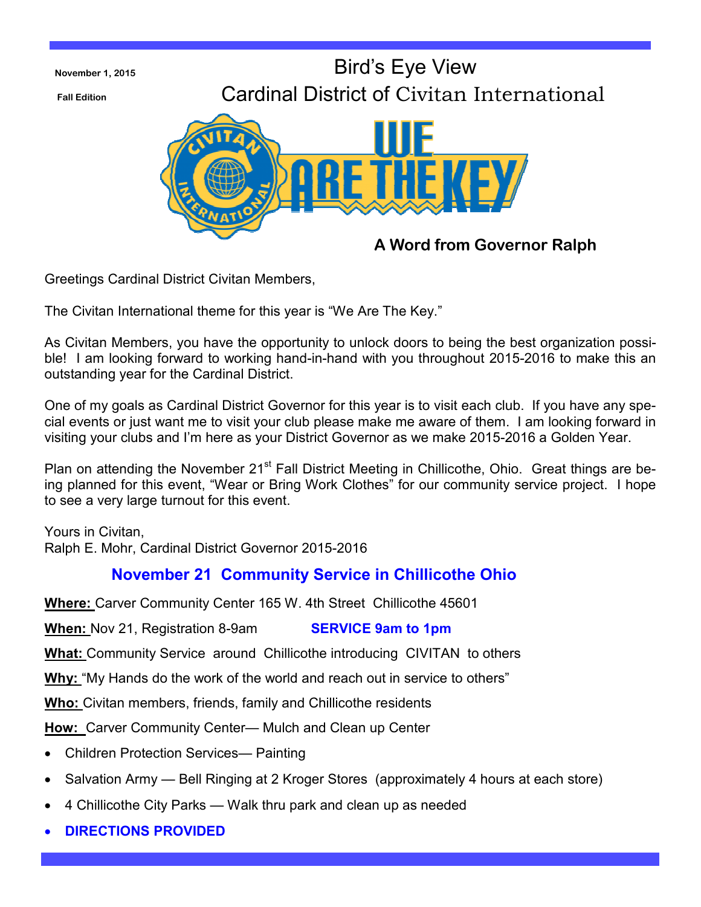November 1, 2015

Fall Edition

# Bird's Eye View

## Cardinal District of Civitan International

WE ARE THE KEY

### A Word from Governor Ralph

Greetings Cardinal District Civitan Members,

The Civitan International theme for this year is "We Are The Key."

As Civitan Members, you have the opportunity to unlock doors to being the best organization possible! I am looking forward to working hand-in-hand with you throughout 2015-2016 to make this an outstanding year for the Cardinal District.

One of my goals as Cardinal District Governor for this year is to visit each club. If you have any special events or just want me to visit your club please make me aware of them. I am looking forward in visiting your clubs and I'm here as your District Governor as we make 2015-2016 a Golden Year.

Plan on attending the November 21st Fall District Meeting in Chillicothe, Ohio. Great things are being planned for this event, "Wear or Bring Work Clothes" for our community service project. I hope to see a very large turnout for this event.

Yours in Civitan,
Ralph E. Mohr, Cardinal District Governor 2015-2016

### November 21 Community Service in Chillicothe Ohio

**Where:** Carver Community Center 165 W. 4th Street Chillicothe 45601

**When:** Nov 21, Registration 8-9am **SERVICE 9am to 1pm**

**What:** Community Service around Chillicothe introducing CIVITAN to others

**Why:** "My Hands do the work of the world and reach out in service to others"

**Who:** Civitan members, friends, family and Chillicothe residents

**How:** Carver Community Center— Mulch and Clean up Center

- Children Protection Services— Painting
- Salvation Army — Bell Ringing at 2 Kroger Stores (approximately 4 hours at each store)
- 4 Chillicothe City Parks — Walk thru park and clean up as needed
- **DIRECTIONS PROVIDED**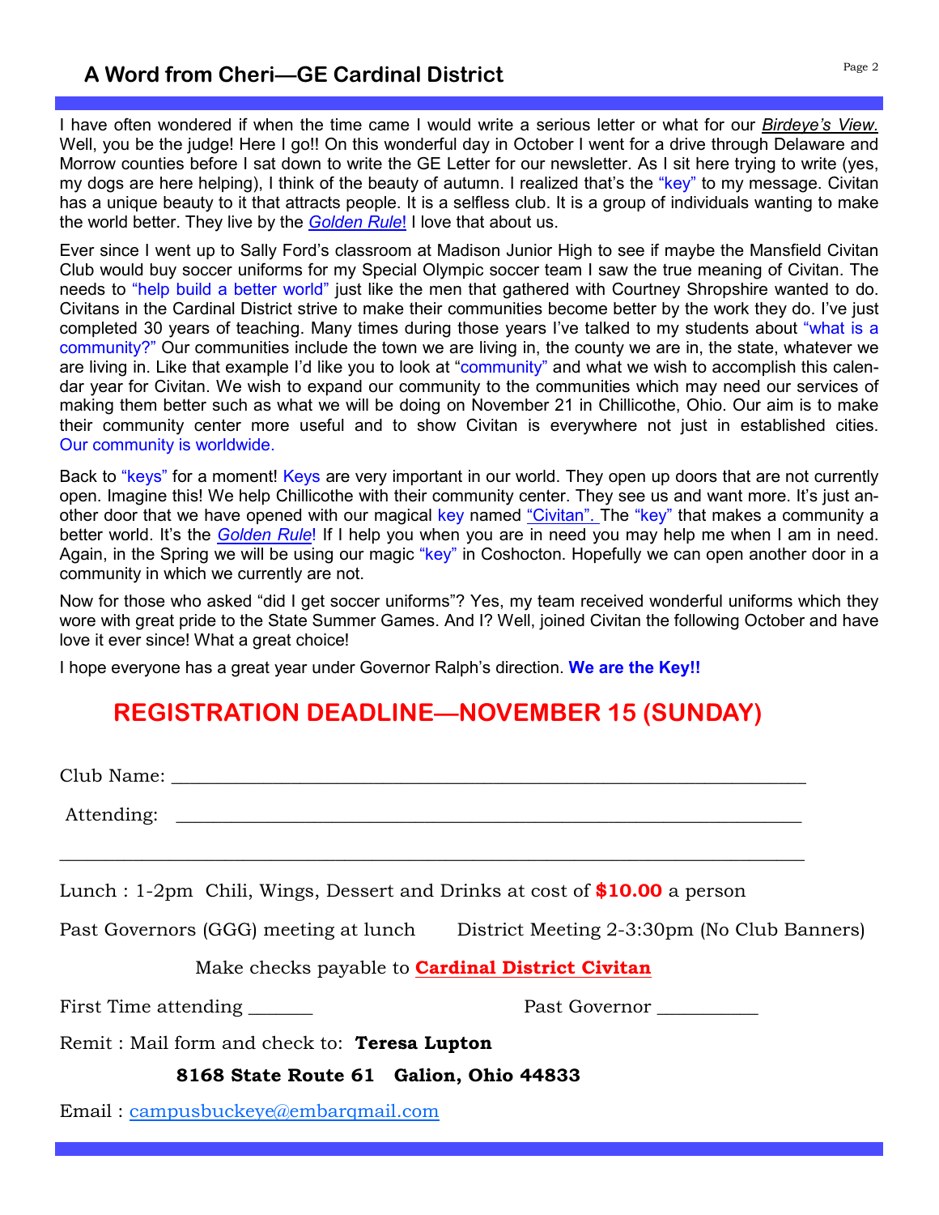## A Word from Cheri—GE Cardinal District

I have often wondered if when the time came I would write a serious letter or what for our ***Birdeye's View.*** Well, you be the judge! Here I go!! On this wonderful day in October I went for a drive through Delaware and Morrow counties before I sat down to write the GE Letter for our newsletter. As I sit here trying to write (yes, my dogs are here helping), I think of the beauty of autumn. I realized that's the "key" to my message. Civitan has a unique beauty to it that attracts people. It is a selfless club. It is a group of individuals wanting to make the world better. They live by the ***Golden Rule***! I love that about us.

Ever since I went up to Sally Ford's classroom at Madison Junior High to see if maybe the Mansfield Civitan Club would buy soccer uniforms for my Special Olympic soccer team I saw the true meaning of Civitan. The needs to "help build a better world" just like the men that gathered with Courtney Shropshire wanted to do. Civitans in the Cardinal District strive to make their communities become better by the work they do. I've just completed 30 years of teaching. Many times during those years I've talked to my students about "what is a community?" Our communities include the town we are living in, the county we are in, the state, whatever we are living in. Like that example I'd like you to look at "community" and what we wish to accomplish this calendar year for Civitan. We wish to expand our community to the communities which may need our services of making them better such as what we will be doing on November 21 in Chillicothe, Ohio. Our aim is to make their community center more useful and to show Civitan is everywhere not just in established cities. Our community is worldwide.

Back to "keys" for a moment! Keys are very important in our world. They open up doors that are not currently open. Imagine this! We help Chillicothe with their community center. They see us and want more. It's just another door that we have opened with our magical key named "Civitan". The "key" that makes a community a better world. It's the ***Golden Rule***! If I help you when you are in need you may help me when I am in need. Again, in the Spring we will be using our magic "key" in Coshocton. Hopefully we can open another door in a community in which we currently are not.

Now for those who asked "did I get soccer uniforms"? Yes, my team received wonderful uniforms which they wore with great pride to the State Summer Games. And I? Well, joined Civitan the following October and have love it ever since! What a great choice!

I hope everyone has a great year under Governor Ralph's direction. **We are the Key!!**

## REGISTRATION DEADLINE—NOVEMBER 15 (SUNDAY)

Club Name: ___________________________________________________________

Attending: ___________________________________________________________

_______________________________________________________________________

Lunch : 1-2pm Chili, Wings, Dessert and Drinks at cost of **$10.00** a person

Past Governors (GGG) meeting at lunch    District Meeting 2-3:30pm (No Club Banners)

Make checks payable to **Cardinal District Civitan**

First Time attending _______    Past Governor __________

Remit : Mail form and check to: **Teresa Lupton**

**8168 State Route 61 Galion, Ohio 44833**

Email : campusbuckeye@embarqmail.com